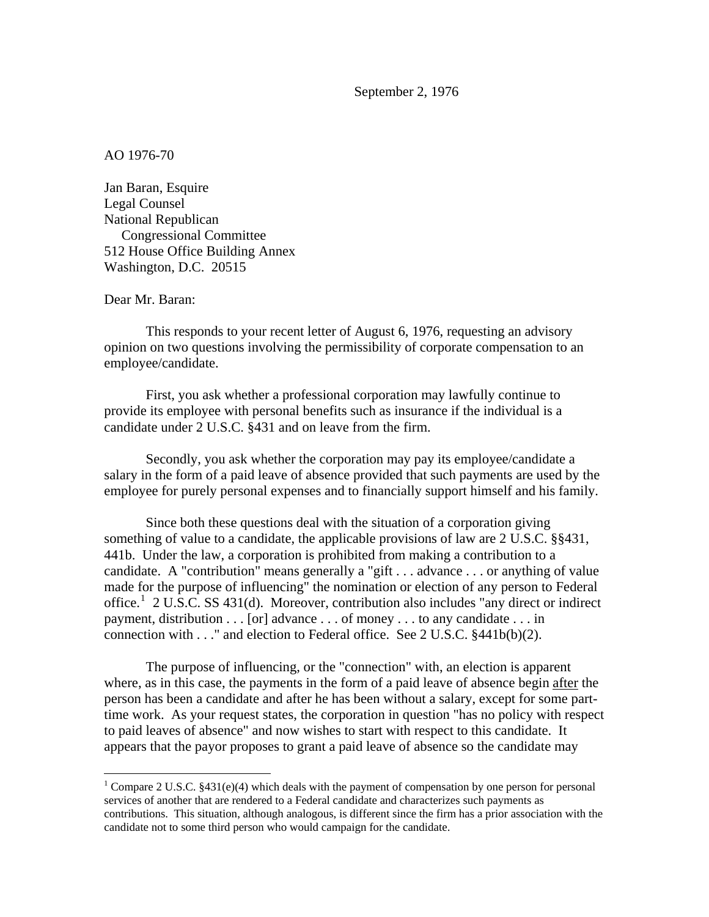September 2, 1976

AO 1976-70

Jan Baran, Esquire
Legal Counsel
National Republican
Congressional Committee
512 House Office Building Annex
Washington, D.C. 20515

Dear Mr. Baran:

This responds to your recent letter of August 6, 1976, requesting an advisory opinion on two questions involving the permissibility of corporate compensation to an employee/candidate.

First, you ask whether a professional corporation may lawfully continue to provide its employee with personal benefits such as insurance if the individual is a candidate under 2 U.S.C. §431 and on leave from the firm.

Secondly, you ask whether the corporation may pay its employee/candidate a salary in the form of a paid leave of absence provided that such payments are used by the employee for purely personal expenses and to financially support himself and his family.

Since both these questions deal with the situation of a corporation giving something of value to a candidate, the applicable provisions of law are 2 U.S.C. §§431, 441b. Under the law, a corporation is prohibited from making a contribution to a candidate. A "contribution" means generally a "gift . . . advance . . . or anything of value made for the purpose of influencing" the nomination or election of any person to Federal office.[1] 2 U.S.C. SS 431(d). Moreover, contribution also includes "any direct or indirect payment, distribution . . . [or] advance . . . of money . . . to any candidate . . . in connection with . . ." and election to Federal office. See 2 U.S.C. §441b(b)(2).

The purpose of influencing, or the "connection" with, an election is apparent where, as in this case, the payments in the form of a paid leave of absence begin <u>after</u> the person has been a candidate and after he has been without a salary, except for some part-time work. As your request states, the corporation in question "has no policy with respect to paid leaves of absence" and now wishes to start with respect to this candidate. It appears that the payor proposes to grant a paid leave of absence so the candidate may

[1] Compare 2 U.S.C. §431(e)(4) which deals with the payment of compensation by one person for personal services of another that are rendered to a Federal candidate and characterizes such payments as contributions. This situation, although analogous, is different since the firm has a prior association with the candidate not to some third person who would campaign for the candidate.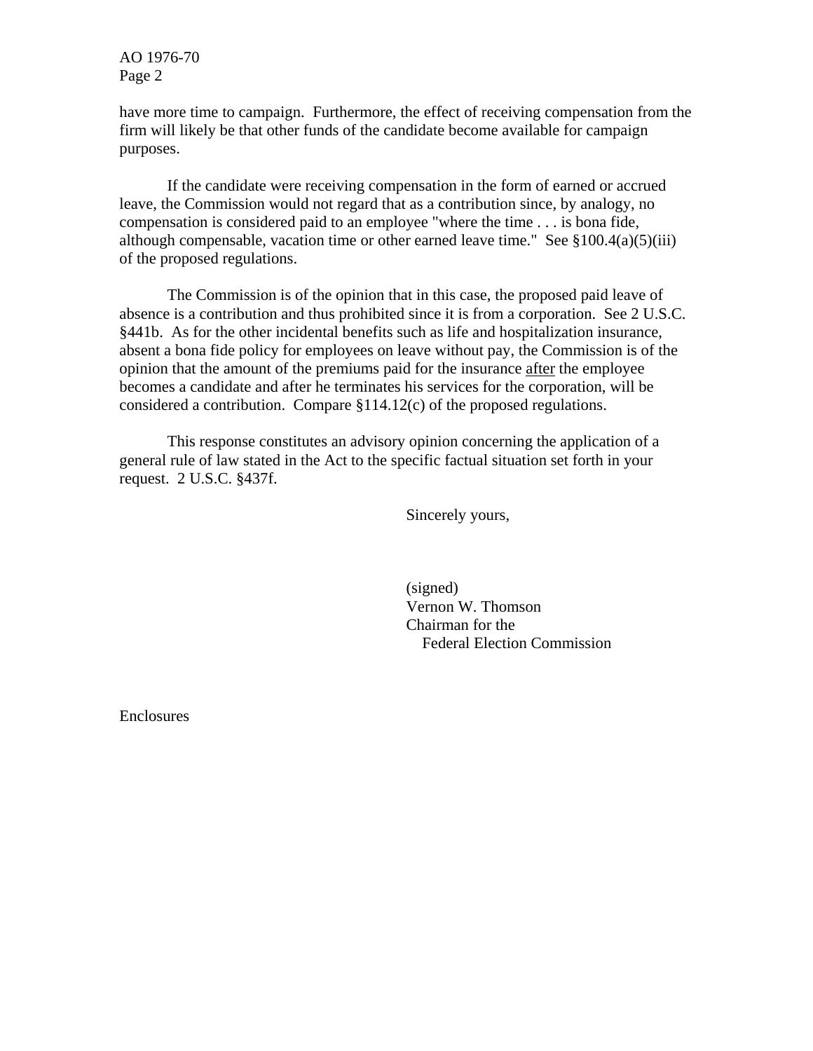have more time to campaign. Furthermore, the effect of receiving compensation from the firm will likely be that other funds of the candidate become available for campaign purposes.

If the candidate were receiving compensation in the form of earned or accrued leave, the Commission would not regard that as a contribution since, by analogy, no compensation is considered paid to an employee "where the time . . . is bona fide, although compensable, vacation time or other earned leave time." See §100.4(a)(5)(iii) of the proposed regulations.

The Commission is of the opinion that in this case, the proposed paid leave of absence is a contribution and thus prohibited since it is from a corporation. See 2 U.S.C. §441b. As for the other incidental benefits such as life and hospitalization insurance, absent a bona fide policy for employees on leave without pay, the Commission is of the opinion that the amount of the premiums paid for the insurance <u>after</u> the employee becomes a candidate and after he terminates his services for the corporation, will be considered a contribution. Compare §114.12(c) of the proposed regulations.

This response constitutes an advisory opinion concerning the application of a general rule of law stated in the Act to the specific factual situation set forth in your request. 2 U.S.C. §437f.

Sincerely yours,

(signed)
Vernon W. Thomson
Chairman for the
Federal Election Commission

Enclosures